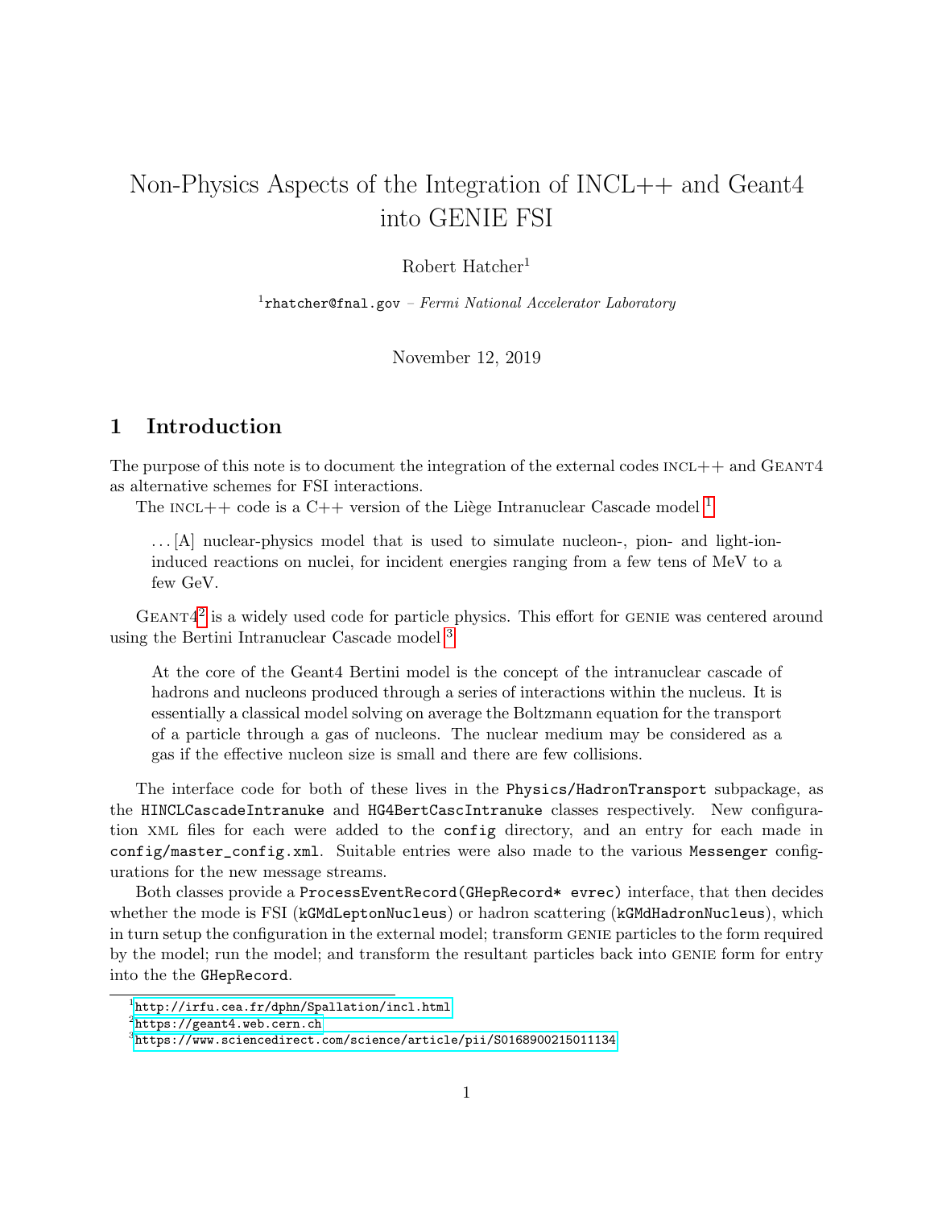# Non-Physics Aspects of the Integration of INCL++ and Geant4 into GENIE FSI

Robert Hatcher[1]

[1]rhatcher@fnal.gov – *Fermi National Accelerator Laboratory*

November 12, 2019

## 1 Introduction

The purpose of this note is to document the integration of the external codes INCL++ and GEANT4 as alternative schemes for FSI interactions.

The INCL++ code is a C++ version of the Liège Intranuclear Cascade model [1]

> . . . [A] nuclear-physics model that is used to simulate nucleon-, pion- and light-ion-induced reactions on nuclei, for incident energies ranging from a few tens of MeV to a few GeV.

GEANT4[2] is a widely used code for particle physics. This effort for GENIE was centered around using the Bertini Intranuclear Cascade model [3]

> At the core of the Geant4 Bertini model is the concept of the intranuclear cascade of hadrons and nucleons produced through a series of interactions within the nucleus. It is essentially a classical model solving on average the Boltzmann equation for the transport of a particle through a gas of nucleons. The nuclear medium may be considered as a gas if the effective nucleon size is small and there are few collisions.

The interface code for both of these lives in the `Physics/HadronTransport` subpackage, as the `HINCLCascadeIntranuke` and `HG4BertCascIntranuke` classes respectively. New configuration XML files for each were added to the `config` directory, and an entry for each made in `config/master_config.xml`. Suitable entries were also made to the various `Messenger` configurations for the new message streams.

Both classes provide a `ProcessEventRecord(GHepRecord* evrec)` interface, that then decides whether the mode is FSI (`kGMdLeptonNucleus`) or hadron scattering (`kGMdHadronNucleus`), which in turn setup the configuration in the external model; transform GENIE particles to the form required by the model; run the model; and transform the resultant particles back into GENIE form for entry into the the `GHepRecord`.

[1] http://irfu.cea.fr/dphn/Spallation/incl.html

[2] https://geant4.web.cern.ch

[3] https://www.sciencedirect.com/science/article/pii/S0168900215011134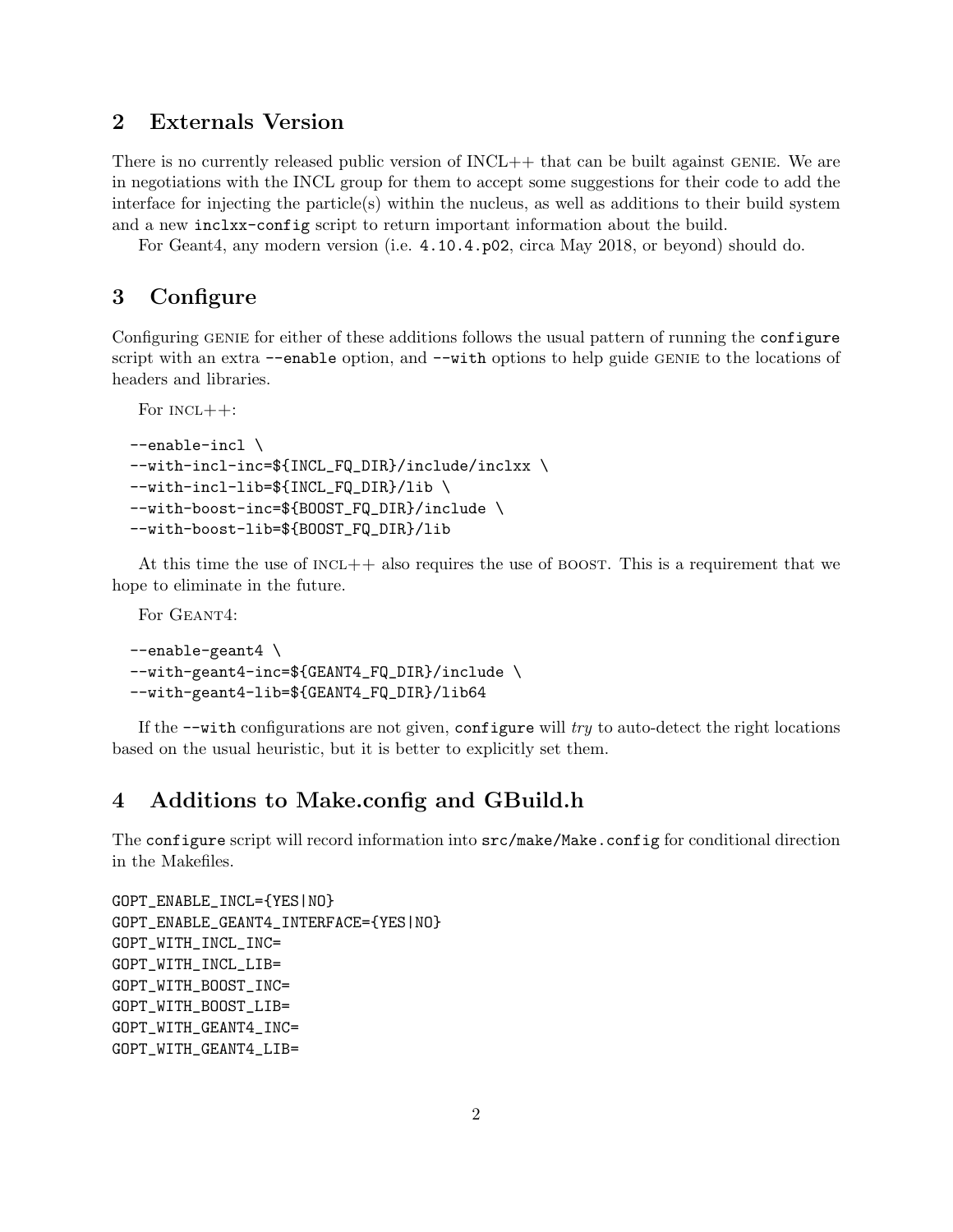## 2 Externals Version

There is no currently released public version of INCL++ that can be built against GENIE. We are in negotiations with the INCL group for them to accept some suggestions for their code to add the interface for injecting the particle(s) within the nucleus, as well as additions to their build system and a new `inclxx-config` script to return important information about the build.

For Geant4, any modern version (i.e. `4.10.4.p02`, circa May 2018, or beyond) should do.

## 3 Configure

Configuring GENIE for either of these additions follows the usual pattern of running the `configure` script with an extra `--enable` option, and `--with` options to help guide GENIE to the locations of headers and libraries.

For INCL++:

```
--enable-incl \
--with-incl-inc=${INCL_FQ_DIR}/include/inclxx \
--with-incl-lib=${INCL_FQ_DIR}/lib \
--with-boost-inc=${BOOST_FQ_DIR}/include \
--with-boost-lib=${BOOST_FQ_DIR}/lib
```

At this time the use of INCL++ also requires the use of BOOST. This is a requirement that we hope to eliminate in the future.

For GEANT4:

```
--enable-geant4 \
--with-geant4-inc=${GEANT4_FQ_DIR}/include \
--with-geant4-lib=${GEANT4_FQ_DIR}/lib64
```

If the `--with` configurations are not given, `configure` will *try* to auto-detect the right locations based on the usual heuristic, but it is better to explicitly set them.

## 4 Additions to Make.config and GBuild.h

The `configure` script will record information into `src/make/Make.config` for conditional direction in the Makefiles.

```
GOPT_ENABLE_INCL={YES|NO}
GOPT_ENABLE_GEANT4_INTERFACE={YES|NO}
GOPT_WITH_INCL_INC=
GOPT_WITH_INCL_LIB=
GOPT_WITH_BOOST_INC=
GOPT_WITH_BOOST_LIB=
GOPT_WITH_GEANT4_INC=
GOPT_WITH_GEANT4_LIB=
```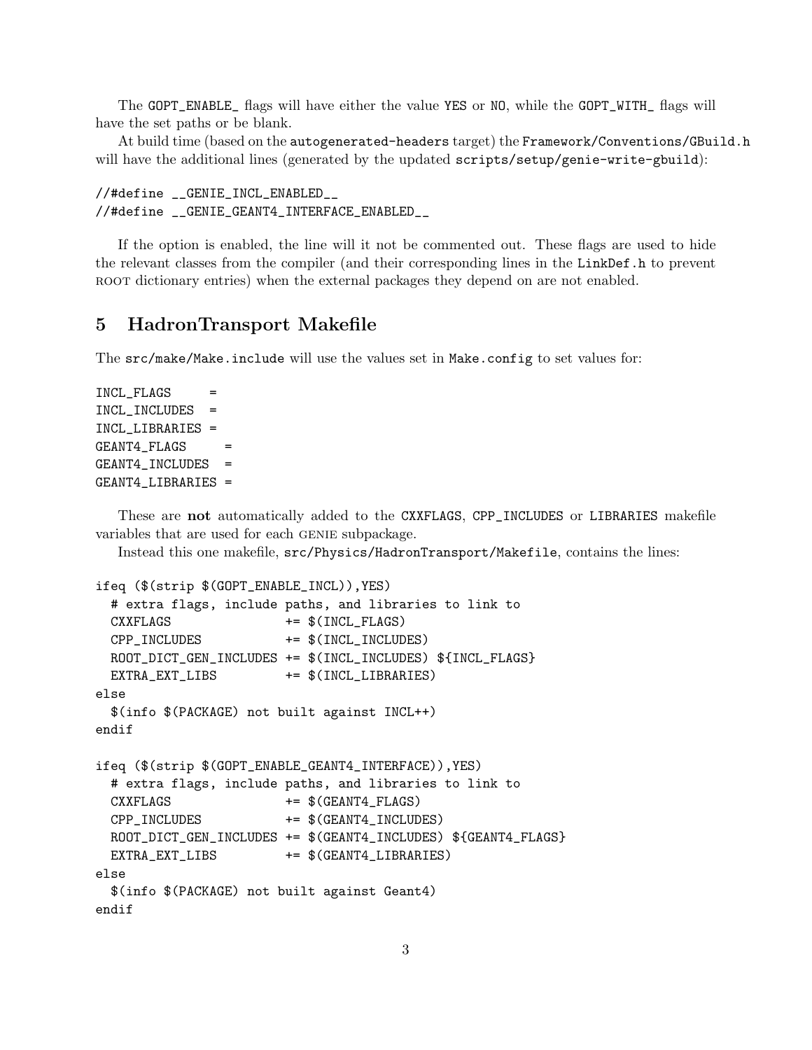The `GOPT_ENABLE_` flags will have either the value `YES` or `NO`, while the `GOPT_WITH_` flags will have the set paths or be blank.

At build time (based on the `autogenerated-headers` target) the `Framework/Conventions/GBuild.h` will have the additional lines (generated by the updated `scripts/setup/genie-write-gbuild`):

```
//#define __GENIE_INCL_ENABLED__
//#define __GENIE_GEANT4_INTERFACE_ENABLED__
```

If the option is enabled, the line will it not be commented out. These flags are used to hide the relevant classes from the compiler (and their corresponding lines in the `LinkDef.h` to prevent ROOT dictionary entries) when the external packages they depend on are not enabled.

## 5 HadronTransport Makefile

The `src/make/Make.include` will use the values set in `Make.config` to set values for:

```
INCL_FLAGS     =
INCL_INCLUDES  =
INCL_LIBRARIES =
GEANT4_FLAGS     =
GEANT4_INCLUDES  =
GEANT4_LIBRARIES =
```

These are **not** automatically added to the `CXXFLAGS`, `CPP_INCLUDES` or `LIBRARIES` makefile variables that are used for each GENIE subpackage.

Instead this one makefile, `src/Physics/HadronTransport/Makefile`, contains the lines:

```
ifeq ($(strip $(GOPT_ENABLE_INCL)),YES)
  # extra flags, include paths, and libraries to link to
  CXXFLAGS               += $(INCL_FLAGS)
  CPP_INCLUDES           += $(INCL_INCLUDES)
  ROOT_DICT_GEN_INCLUDES += $(INCL_INCLUDES) ${INCL_FLAGS}
  EXTRA_EXT_LIBS         += $(INCL_LIBRARIES)
else
  $(info $(PACKAGE) not built against INCL++)
endif

ifeq ($(strip $(GOPT_ENABLE_GEANT4_INTERFACE)),YES)
  # extra flags, include paths, and libraries to link to
  CXXFLAGS               += $(GEANT4_FLAGS)
  CPP_INCLUDES           += $(GEANT4_INCLUDES)
  ROOT_DICT_GEN_INCLUDES += $(GEANT4_INCLUDES) ${GEANT4_FLAGS}
  EXTRA_EXT_LIBS         += $(GEANT4_LIBRARIES)
else
  $(info $(PACKAGE) not built against Geant4)
endif
```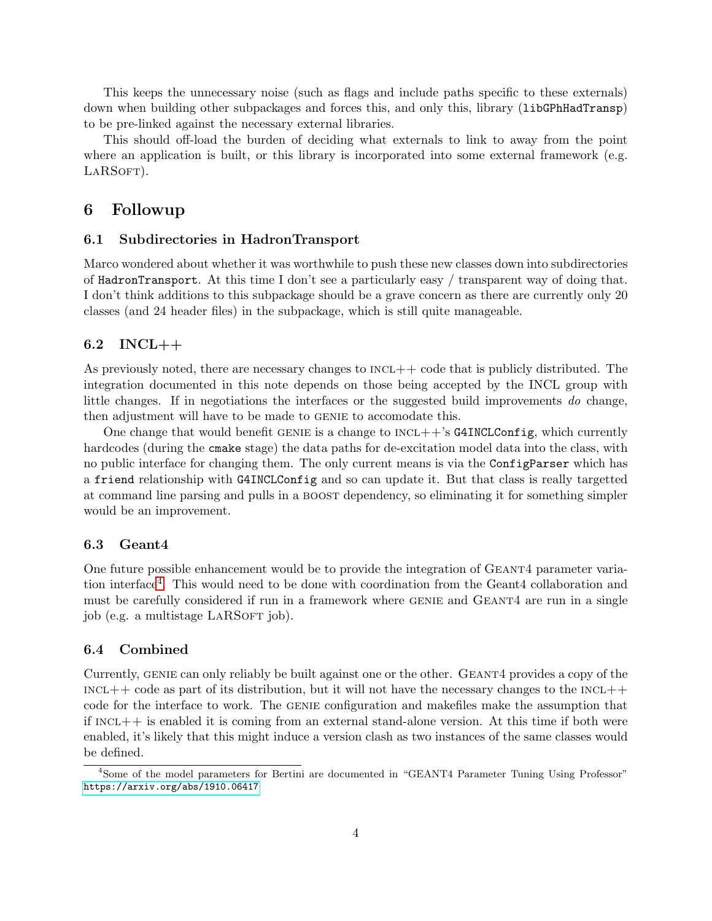This keeps the unnecessary noise (such as flags and include paths specific to these externals) down when building other subpackages and forces this, and only this, library (`libGPhHadTransp`) to be pre-linked against the necessary external libraries.

This should off-load the burden of deciding what externals to link to away from the point where an application is built, or this library is incorporated into some external framework (e.g. LARSOFT).

# 6 Followup

## 6.1 Subdirectories in HadronTransport

Marco wondered about whether it was worthwhile to push these new classes down into subdirectories of `HadronTransport`. At this time I don't see a particularly easy / transparent way of doing that. I don't think additions to this subpackage should be a grave concern as there are currently only 20 classes (and 24 header files) in the subpackage, which is still quite manageable.

## 6.2 INCL++

As previously noted, there are necessary changes to INCL++ code that is publicly distributed. The integration documented in this note depends on those being accepted by the INCL group with little changes. If in negotiations the interfaces or the suggested build improvements *do* change, then adjustment will have to be made to GENIE to accomodate this.

One change that would benefit GENIE is a change to INCL++'s `G4INCLConfig`, which currently hardcodes (during the `cmake` stage) the data paths for de-excitation model data into the class, with no public interface for changing them. The only current means is via the `ConfigParser` which has a `friend` relationship with `G4INCLConfig` and so can update it. But that class is really targetted at command line parsing and pulls in a BOOST dependency, so eliminating it for something simpler would be an improvement.

## 6.3 Geant4

One future possible enhancement would be to provide the integration of GEANT4 parameter variation interface[4]. This would need to be done with coordination from the Geant4 collaboration and must be carefully considered if run in a framework where GENIE and GEANT4 are run in a single job (e.g. a multistage LARSOFT job).

## 6.4 Combined

Currently, GENIE can only reliably be built against one or the other. GEANT4 provides a copy of the INCL++ code as part of its distribution, but it will not have the necessary changes to the INCL++ code for the interface to work. The GENIE configuration and makefiles make the assumption that if INCL++ is enabled it is coming from an external stand-alone version. At this time if both were enabled, it's likely that this might induce a version clash as two instances of the same classes would be defined.

[4] Some of the model parameters for Bertini are documented in "GEANT4 Parameter Tuning Using Professor" https://arxiv.org/abs/1910.06417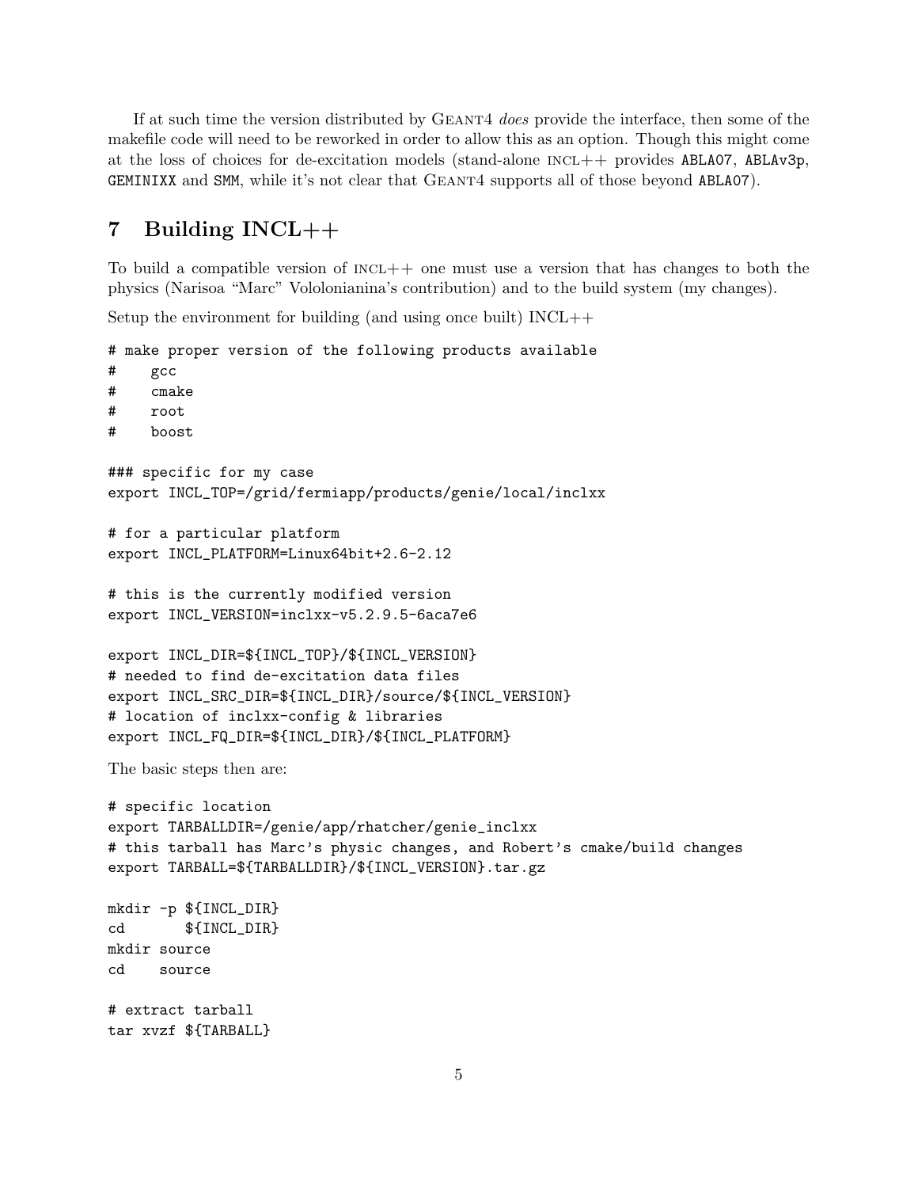If at such time the version distributed by GEANT4 *does* provide the interface, then some of the makefile code will need to be reworked in order to allow this as an option. Though this might come at the loss of choices for de-excitation models (stand-alone INCL++ provides `ABLA07`, `ABLAv3p`, `GEMINIXX` and `SMM`, while it's not clear that GEANT4 supports all of those beyond `ABLA07`).

## 7 Building INCL++

To build a compatible version of INCL++ one must use a version that has changes to both the physics (Narisoa "Marc" Vololonianina's contribution) and to the build system (my changes).

Setup the environment for building (and using once built) INCL++

```
# make proper version of the following products available
#    gcc
#    cmake
#    root
#    boost

### specific for my case
export INCL_TOP=/grid/fermiapp/products/genie/local/inclxx

# for a particular platform
export INCL_PLATFORM=Linux64bit+2.6-2.12

# this is the currently modified version
export INCL_VERSION=inclxx-v5.2.9.5-6aca7e6

export INCL_DIR=${INCL_TOP}/${INCL_VERSION}
# needed to find de-excitation data files
export INCL_SRC_DIR=${INCL_DIR}/source/${INCL_VERSION}
# location of inclxx-config & libraries
export INCL_FQ_DIR=${INCL_DIR}/${INCL_PLATFORM}
```

The basic steps then are:

```
# specific location
export TARBALLDIR=/genie/app/rhatcher/genie_inclxx
# this tarball has Marc's physic changes, and Robert's cmake/build changes
export TARBALL=${TARBALLDIR}/${INCL_VERSION}.tar.gz

mkdir -p ${INCL_DIR}
cd       ${INCL_DIR}
mkdir source
cd    source

# extract tarball
tar xvzf ${TARBALL}
```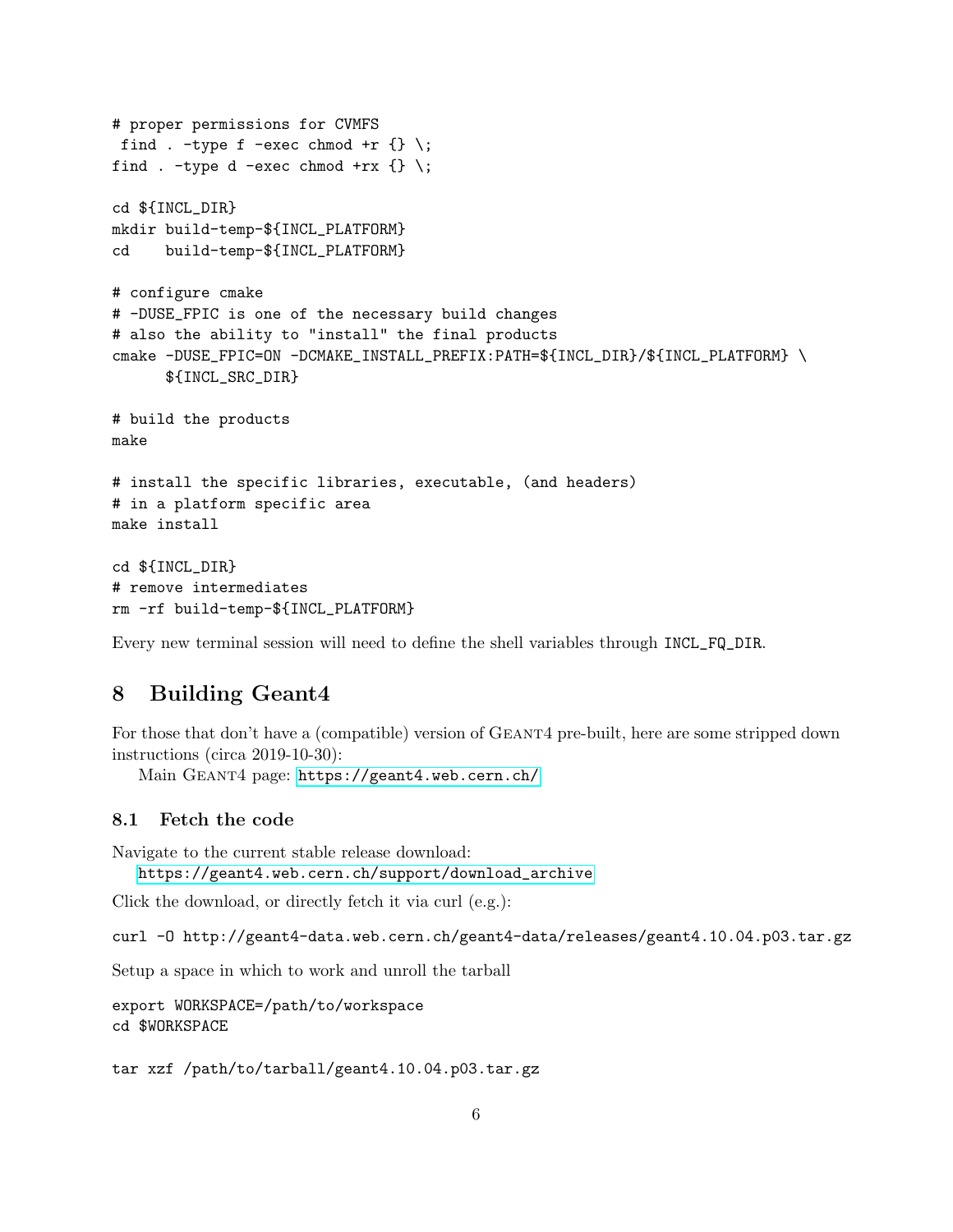```
# proper permissions for CVMFS
 find . -type f -exec chmod +r {} \;
find . -type d -exec chmod +rx {} \;

cd ${INCL_DIR}
mkdir build-temp-${INCL_PLATFORM}
cd    build-temp-${INCL_PLATFORM}

# configure cmake
# -DUSE_FPIC is one of the necessary build changes
# also the ability to "install" the final products
cmake -DUSE_FPIC=ON -DCMAKE_INSTALL_PREFIX:PATH=${INCL_DIR}/${INCL_PLATFORM} \
      ${INCL_SRC_DIR}

# build the products
make

# install the specific libraries, executable, (and headers)
# in a platform specific area
make install

cd ${INCL_DIR}
# remove intermediates
rm -rf build-temp-${INCL_PLATFORM}
```

Every new terminal session will need to define the shell variables through `INCL_FQ_DIR`.

## 8 Building Geant4

For those that don't have a (compatible) version of GEANT4 pre-built, here are some stripped down instructions (circa 2019-10-30):

Main GEANT4 page: https://geant4.web.cern.ch/

### 8.1 Fetch the code

Navigate to the current stable release download:
https://geant4.web.cern.ch/support/download_archive

Click the download, or directly fetch it via curl (e.g.):

```
curl -O http://geant4-data.web.cern.ch/geant4-data/releases/geant4.10.04.p03.tar.gz
```

Setup a space in which to work and unroll the tarball

```
export WORKSPACE=/path/to/workspace
cd $WORKSPACE

tar xzf /path/to/tarball/geant4.10.04.p03.tar.gz
```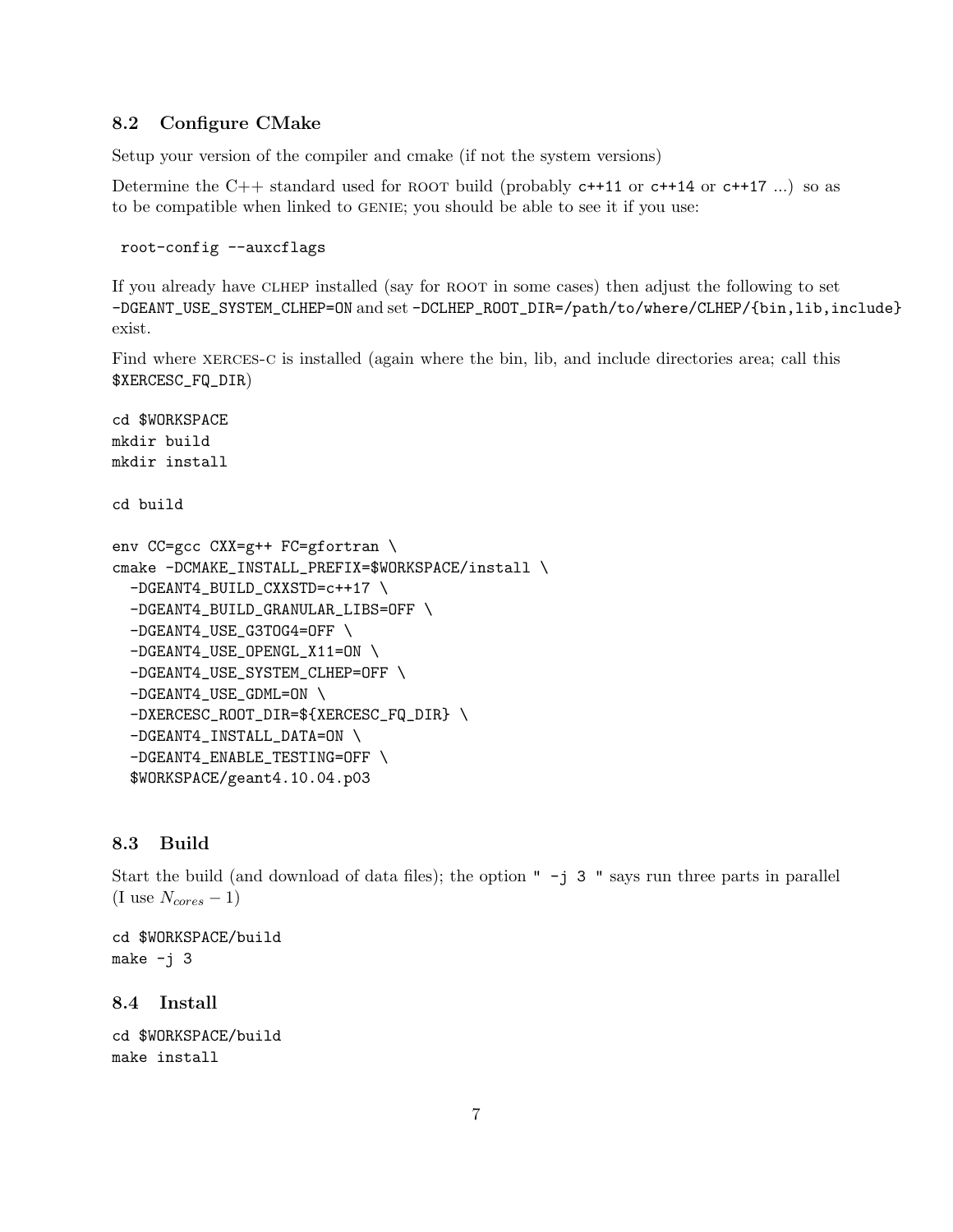### 8.2 Configure CMake

Setup your version of the compiler and cmake (if not the system versions)

Determine the C++ standard used for ROOT build (probably `c++11` or `c++14` or `c++17` ...) so as to be compatible when linked to GENIE; you should be able to see it if you use:

```
root-config --auxcflags
```

If you already have CLHEP installed (say for ROOT in some cases) then adjust the following to set `-DGEANT_USE_SYSTEM_CLHEP=ON` and set `-DCLHEP_ROOT_DIR=/path/to/where/CLHEP/{bin,lib,include}` exist.

Find where XERCES-C is installed (again where the bin, lib, and include directories area; call this `$XERCESC_FQ_DIR`)

```
cd $WORKSPACE
mkdir build
mkdir install

cd build

env CC=gcc CXX=g++ FC=gfortran \
cmake -DCMAKE_INSTALL_PREFIX=$WORKSPACE/install \
  -DGEANT4_BUILD_CXXSTD=c++17 \
  -DGEANT4_BUILD_GRANULAR_LIBS=OFF \
  -DGEANT4_USE_G3TOG4=OFF \
  -DGEANT4_USE_OPENGL_X11=ON \
  -DGEANT4_USE_SYSTEM_CLHEP=OFF \
  -DGEANT4_USE_GDML=ON \
  -DXERCESC_ROOT_DIR=${XERCESC_FQ_DIR} \
  -DGEANT4_INSTALL_DATA=ON \
  -DGEANT4_ENABLE_TESTING=OFF \
  $WORKSPACE/geant4.10.04.p03
```

### 8.3 Build

Start the build (and download of data files); the option " `-j 3` " says run three parts in parallel (I use $N_{cores} - 1$)

```
cd $WORKSPACE/build
make -j 3
```

### 8.4 Install

```
cd $WORKSPACE/build
make install
```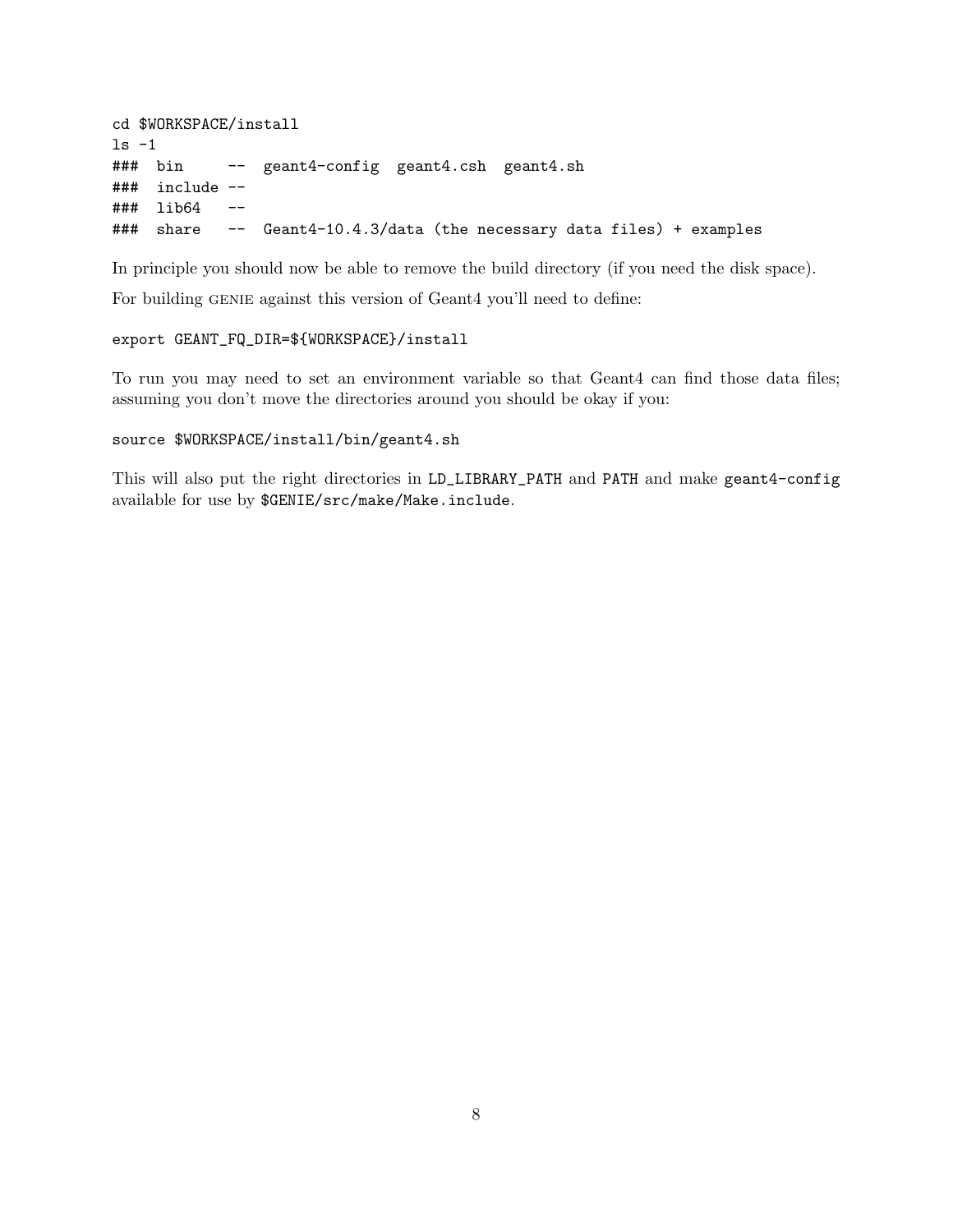```
cd $WORKSPACE/install
ls -1
###  bin     --  geant4-config  geant4.csh  geant4.sh
###  include --
###  lib64   --
###  share   --  Geant4-10.4.3/data (the necessary data files) + examples
```

In principle you should now be able to remove the build directory (if you need the disk space).

For building GENIE against this version of Geant4 you'll need to define:

```
export GEANT_FQ_DIR=${WORKSPACE}/install
```

To run you may need to set an environment variable so that Geant4 can find those data files; assuming you don't move the directories around you should be okay if you:

```
source $WORKSPACE/install/bin/geant4.sh
```

This will also put the right directories in `LD_LIBRARY_PATH` and `PATH` and make `geant4-config` available for use by `$GENIE/src/make/Make.include`.